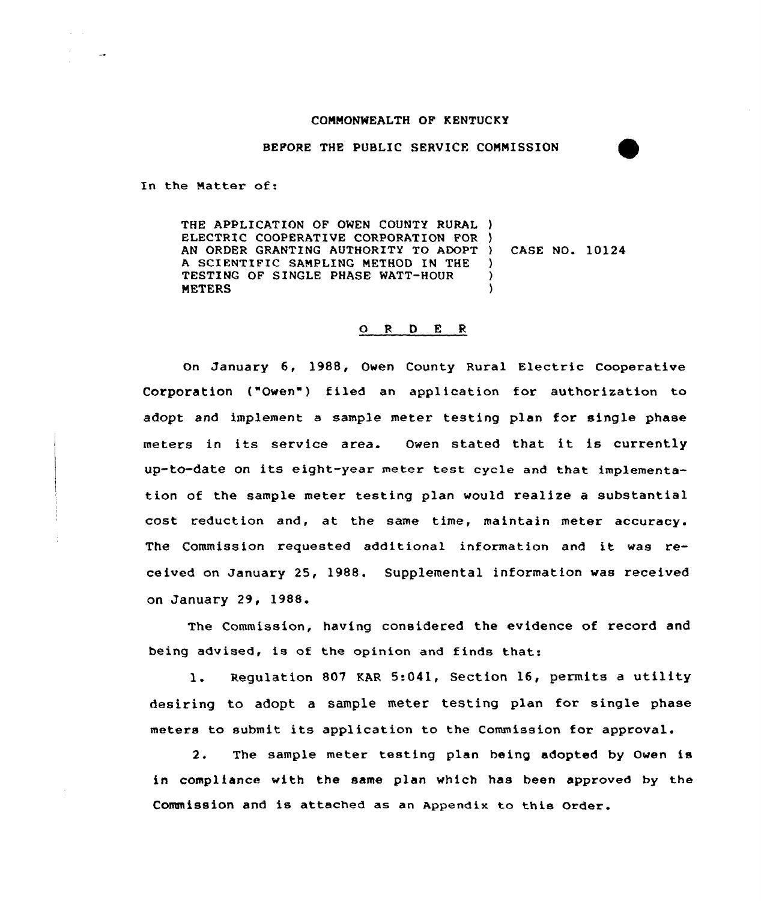COMMONWEALTH OF KENTUCKY

BEFORE THE PUBLIC SERVICE COMMISSION

In the Matter of:

| | | |
|---|---|---|
| THE APPLICATION OF OWEN COUNTY RURAL ELECTRIC COOPERATIVE CORPORATION FOR AN ORDER GRANTING AUTHORITY TO ADOPT A SCIENTIFIC SAMPLING METHOD IN THE TESTING OF SINGLE PHASE WATT-HOUR METERS | ) | CASE NO. 10124 |

## O R D E R

On January 6, 1988, Owen County Rural Electric Cooperative Corporation ("Owen") filed an application for authorization to adopt and implement a sample meter testing plan for single phase meters in its service area. Owen stated that it is currently up-to-date on its eight-year meter test cycle and that implementation of the sample meter testing plan would realize a substantial cost reduction and, at the same time, maintain meter accuracy. The Commission requested additional information and it was received on January 25, 1988. Supplemental information was received on January 29, 1988.

The Commission, having considered the evidence of record and being advised, is of the opinion and finds that:

1. Regulation 807 KAR 5:041, Section 16, permits a utility desiring to adopt a sample meter testing plan for single phase meters to submit its application to the Commission for approval.

2. The sample meter testing plan being adopted by Owen is in compliance with the same plan which has been approved by the Commission and is attached as an Appendix to this Order.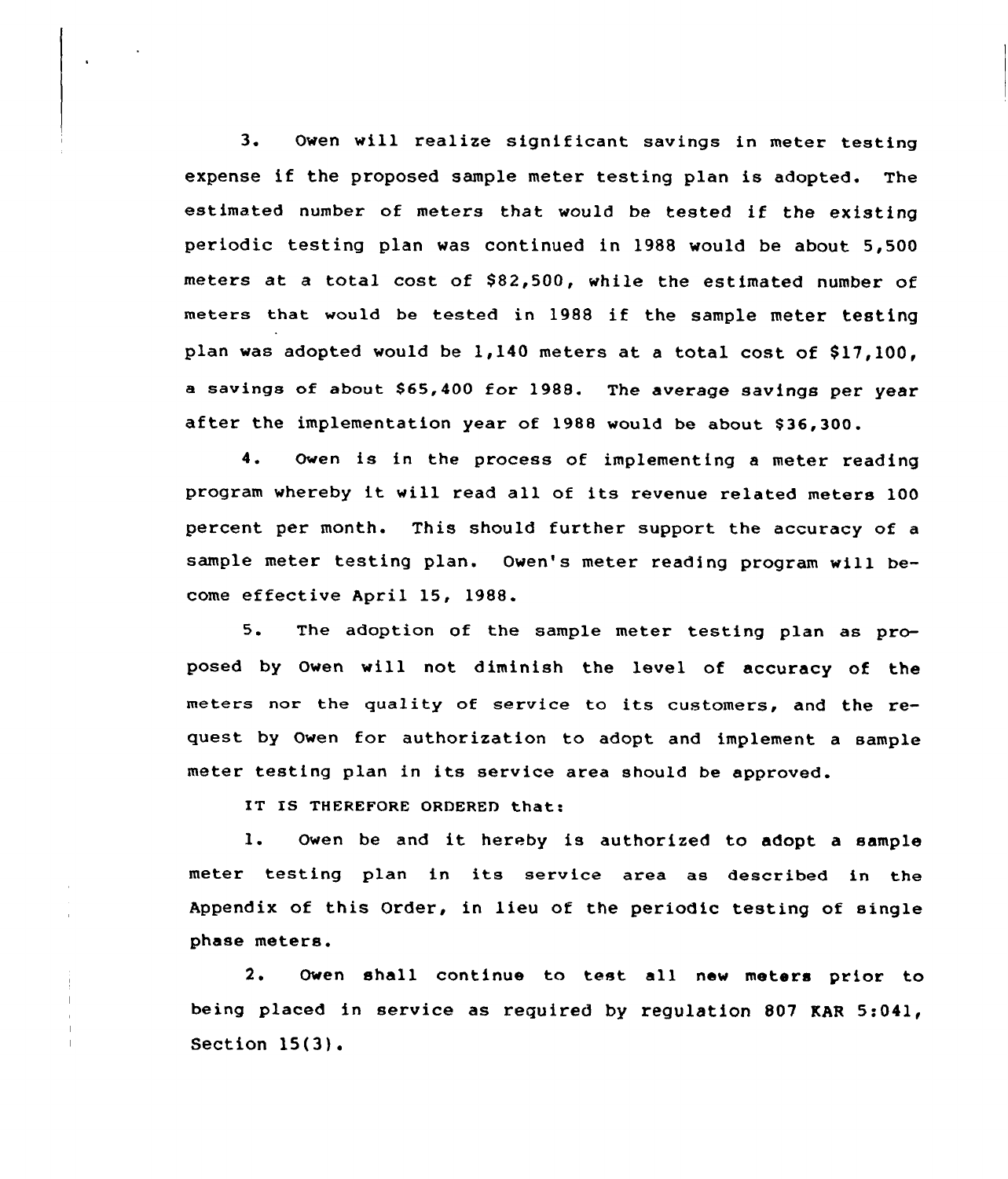3. Owen will realize significant savings in meter testing expense if the proposed sample meter testing plan is adopted. The estimated number of meters that would be tested if the existing periodic testing plan was continued in 1988 would be about 5,500 meters at a total cost of $82,500, while the estimated number of meters that would be tested in 1988 if the sample meter testing plan was adopted would be 1,140 meters at a total cost of $17,100, a savings of about $65,400 for 1988. The average savings per year after the implementation year of 1988 would be about $36,300.

4. Owen is in the process of implementing a meter reading program whereby it will read all of its revenue related meters 100 percent per month. This should further support the accuracy of a sample meter testing plan. Owen's meter reading program will become effective April 15, 1988.

5. The adoption of the sample meter testing plan as proposed by Owen will not diminish the level of accuracy of the meters nor the quality of service to its customers, and the request by Owen for authorization to adopt and implement a sample meter testing plan in its service area should be approved.

IT IS THEREFORE ORDERED that:

1. Owen be and it hereby is authorized to adopt a sample meter testing plan in its service area as described in the Appendix of this Order, in lieu of the periodic testing of single phase meters.

2. Owen shall continue to test all new meters prior to being placed in service as required by regulation 807 KAR 5:041, Section 15(3).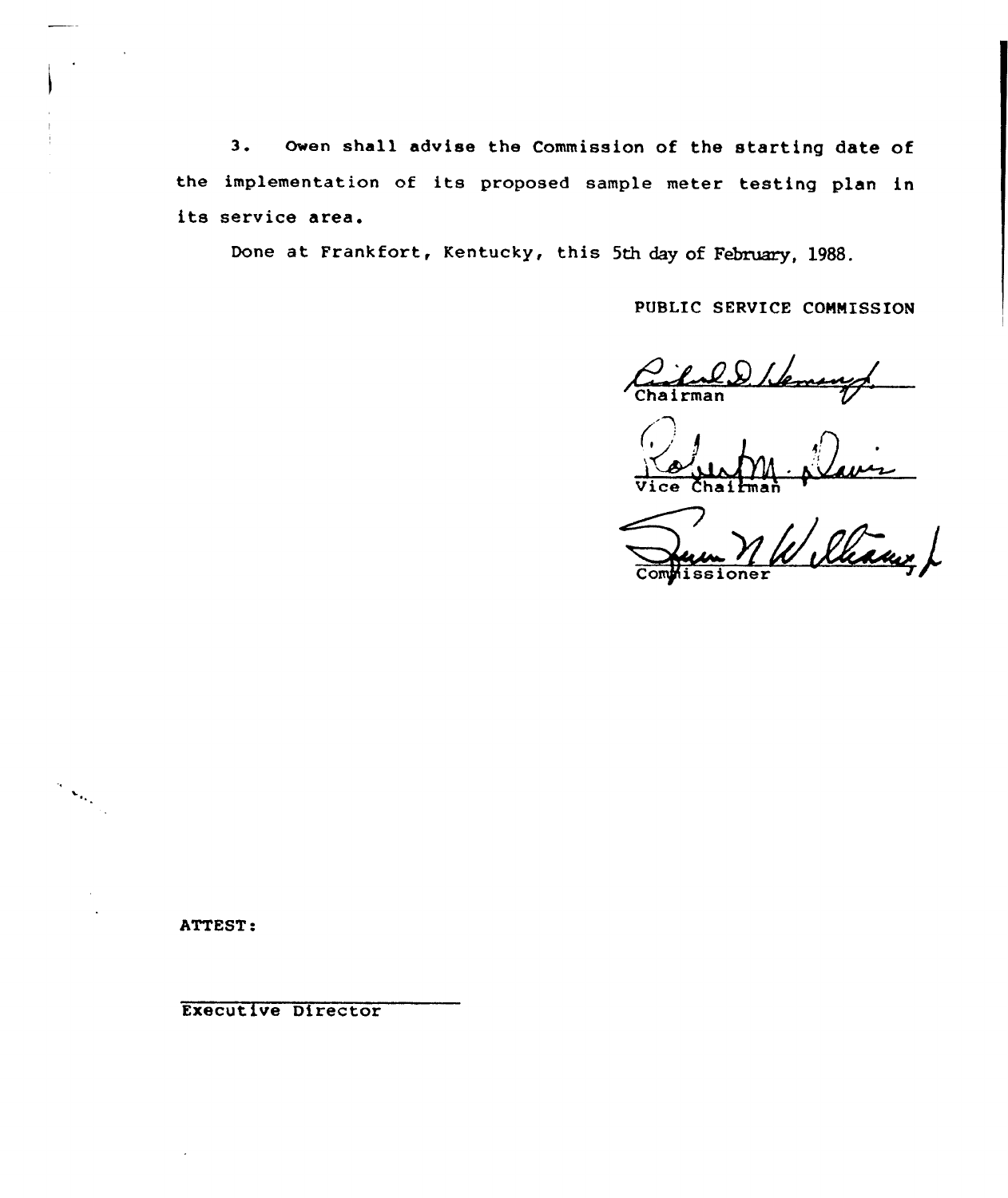3. Owen shall advise the Commission of the starting date of the implementation of its proposed sample meter testing plan in its service area.

Done at Frankfort, Kentucky, this 5th day of February, 1988.

PUBLIC SERVICE COMMISSION

Chairman

Vice Chairman

Commissioner

ATTEST:

Executive Director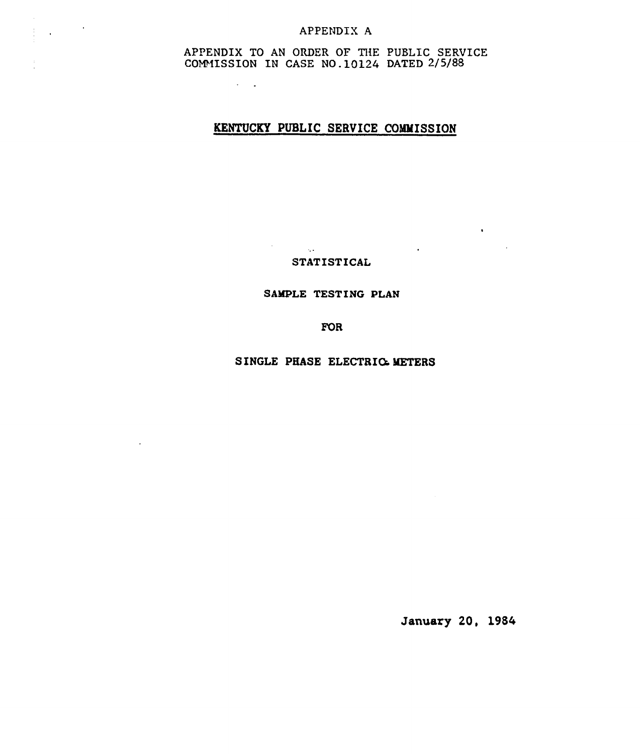APPENDIX A

APPENDIX TO AN ORDER OF THE PUBLIC SERVICE COMMISSION IN CASE NO.10124 DATED 2/5/88

# KENTUCKY PUBLIC SERVICE COMMISSION

## STATISTICAL

## SAMPLE TESTING PLAN

## FOR

## SINGLE PHASE ELECTRIC METERS

**January 20, 1984**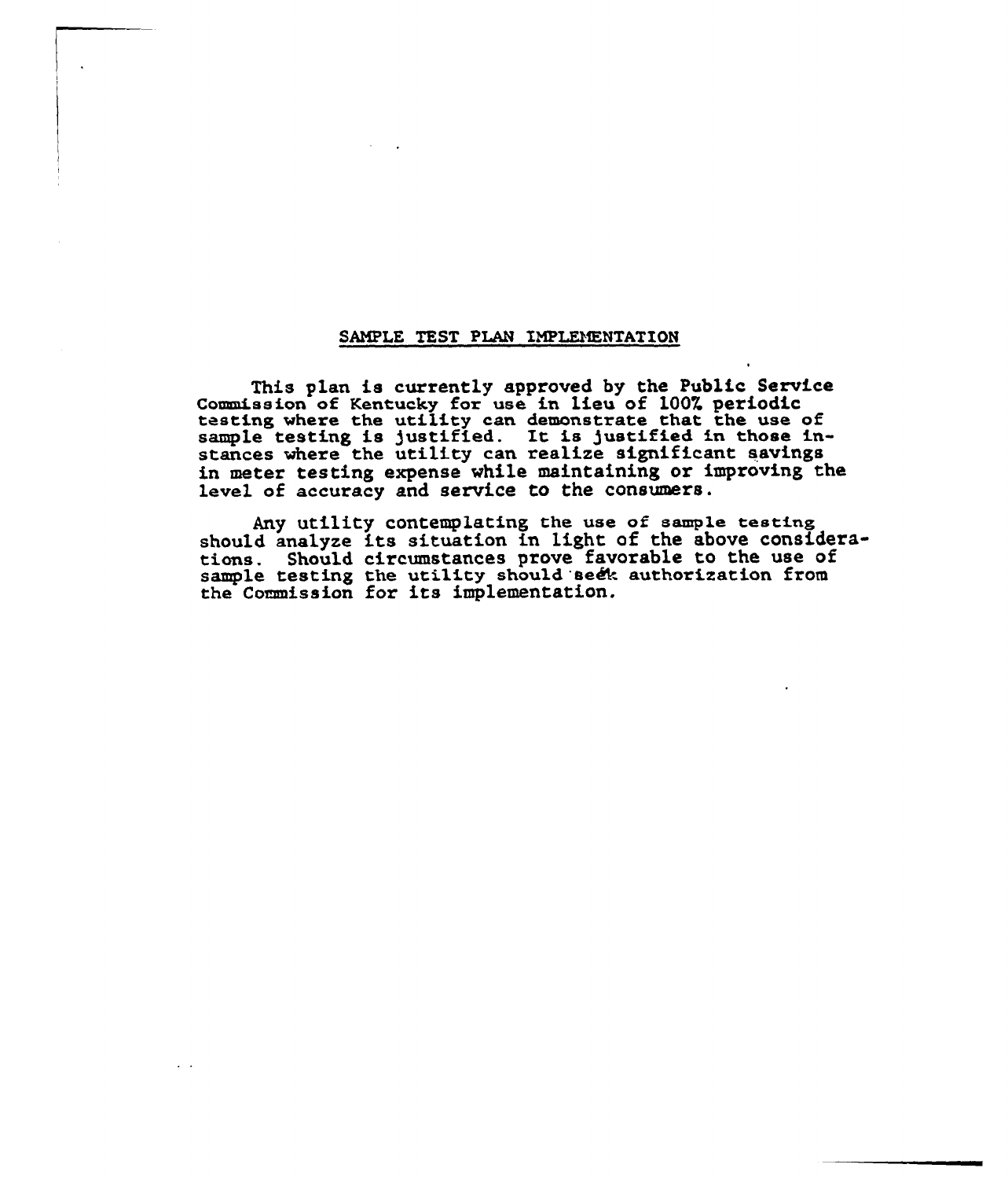## SAMPLE TEST PLAN IMPLEMENTATION

This plan is currently approved by the Public Service Commission of Kentucky for use in lieu of 100% periodic testing where the utility can demonstrate that the use of sample testing is justified. It is justified in those instances where the utility can realize significant savings in meter testing expense while maintaining or improving the level of accuracy and service to the consumers.

Any utility contemplating the use of sample testing should analyze its situation in light of the above considerations. Should circumstances prove favorable to the use of sample testing the utility should seek authorization from the Commission for its implementation.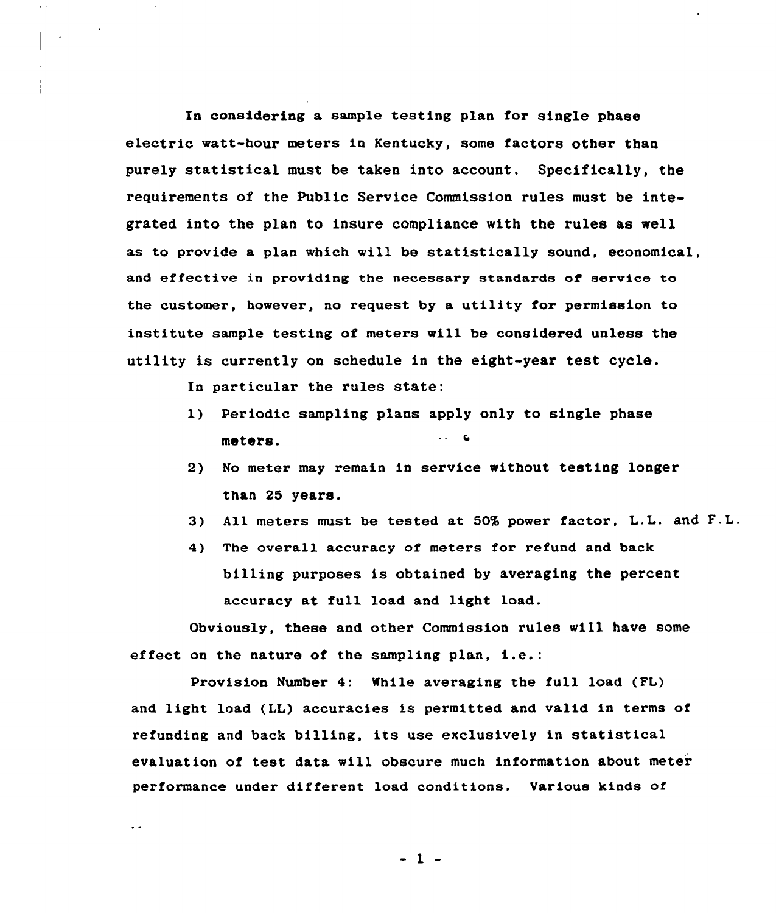In considering a sample testing plan for single phase electric watt-hour meters in Kentucky, some factors other than purely statistical must be taken into account. Specifically, the requirements of the Public Service Commission rules must be integrated into the plan to insure compliance with the rules as well as to provide a plan which will be statistically sound, economical, and effective in providing the necessary standards of service to the customer, however, no request by a utility for permission to institute sample testing of meters will be considered unless the utility is currently on schedule in the eight-year test cycle.

In particular the rules state:

1) Periodic sampling plans apply only to single phase meters.
2) No meter may remain in service without testing longer than 25 years.
3) All meters must be tested at 50% power factor, L.L. and F.L.
4) The overall accuracy of meters for refund and back billing purposes is obtained by averaging the percent accuracy at full load and light load.

Obviously, these and other Commission rules will have some effect on the nature of the sampling plan, i.e.:

Provision Number 4: While averaging the full load (FL) and light load (LL) accuracies is permitted and valid in terms of refunding and back billing, its use exclusively in statistical evaluation of test data will obscure much information about meter performance under different load conditions. Various kinds of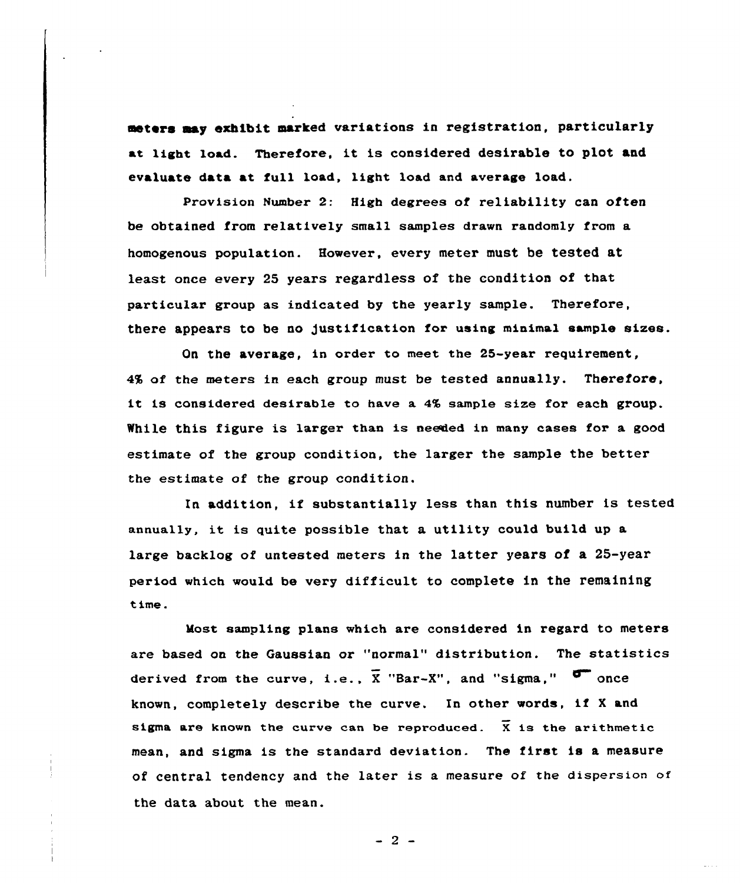meters may exhibit marked variations in registration, particularly at light load. Therefore, it is considered desirable to plot and evaluate data at full load, light load and average load.

Provision Number 2: High degrees of reliability can often be obtained from relatively small samples drawn randomly from a homogenous population. However, every meter must be tested at least once every 25 years regardless of the condition of that particular group as indicated by the yearly sample. Therefore, there appears to be no justification for using minimal sample sizes.

On the average, in order to meet the 25-year requirement, 4% of the meters in each group must be tested annually. Therefore, it is considered desirable to have a 4% sample size for each group. While this figure is larger than is needed in many cases for a good estimate of the group condition, the larger the sample the better the estimate of the group condition.

In addition, if substantially less than this number is tested annually, it is quite possible that a utility could build up a large backlog of untested meters in the latter years of a 25-year period which would be very difficult to complete in the remaining time.

Most sampling plans which are considered in regard to meters are based on the Gaussian or "normal" distribution. The statistics derived from the curve, i.e., $\overline{X}$ "Bar-X", and "sigma," $\sigma$ once known, completely describe the curve. In other words, if X and sigma are known the curve can be reproduced. $\overline{X}$ is the arithmetic mean, and sigma is the standard deviation. The first is a measure of central tendency and the later is a measure of the dispersion of the data about the mean.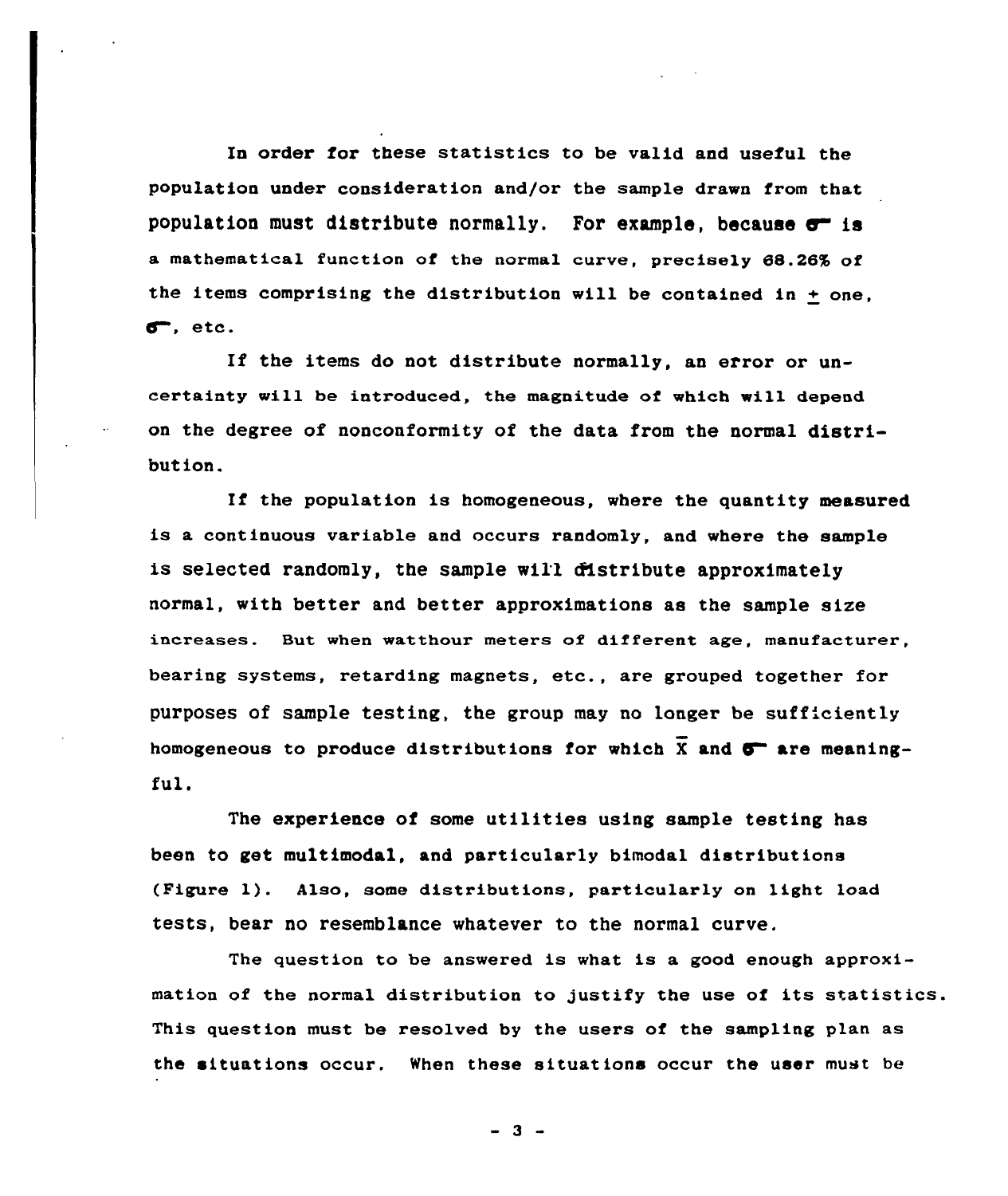In order for these statistics to be valid and useful the population under consideration and/or the sample drawn from that population must distribute normally. For example, because $\sigma$ is a mathematical function of the normal curve, precisely 68.26% of the items comprising the distribution will be contained in $\pm$ one, $\sigma$, etc.

If the items do not distribute normally, an error or uncertainty will be introduced, the magnitude of which will depend on the degree of nonconformity of the data from the normal distribution.

If the population is homogeneous, where the quantity measured is a continuous variable and occurs randomly, and where the sample is selected randomly, the sample will distribute approximately normal, with better and better approximations as the sample size increases. But when watthour meters of different age, manufacturer, bearing systems, retarding magnets, etc., are grouped together for purposes of sample testing, the group may no longer be sufficiently homogeneous to produce distributions for which $\bar{X}$ and $\sigma$ are meaningful.

The experience of some utilities using sample testing has been to get multimodal, and particularly bimodal distributions (Figure 1). Also, some distributions, particularly on light load tests, bear no resemblance whatever to the normal curve.

The question to be answered is what is a good enough approximation of the normal distribution to justify the use of its statistics. This question must be resolved by the users of the sampling plan as the situations occur. When these situations occur the user must be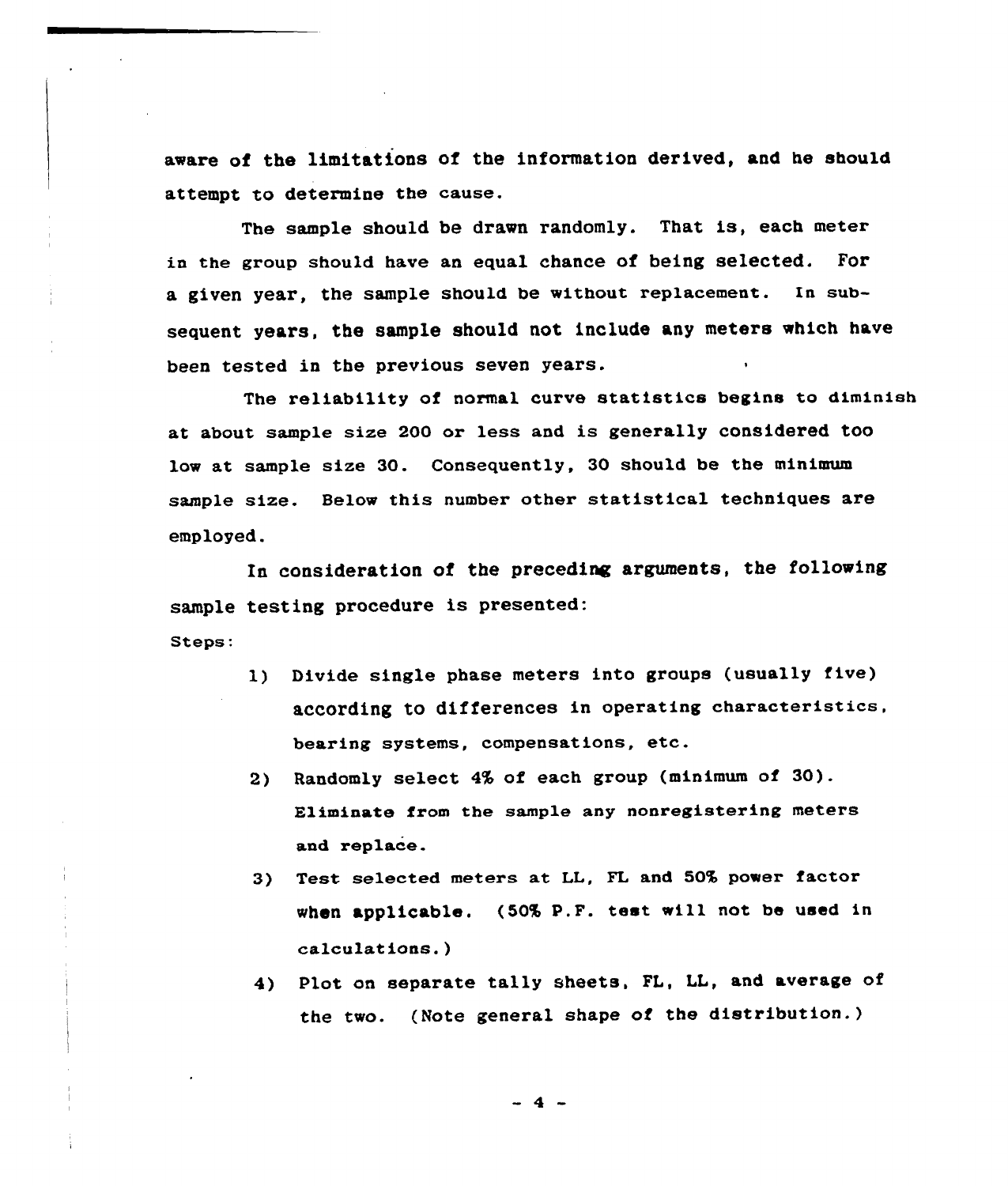aware of the limitations of the information derived, and he should attempt to determine the cause.

The sample should be drawn randomly. That is, each meter in the group should have an equal chance of being selected. For a given year, the sample should be without replacement. In subsequent years, the sample should not include any meters which have been tested in the previous seven years.

The reliability of normal curve statistics begins to diminish at about sample size 200 or less and is generally considered too low at sample size 30. Consequently, 30 should be the minimum sample size. Below this number other statistical techniques are employed.

In consideration of the preceding arguments, the following sample testing procedure is presented:

Steps:

1) Divide single phase meters into groups (usually five) according to differences in operating characteristics, bearing systems, compensations, etc.
2) Randomly select 4% of each group (minimum of 30). Eliminate from the sample any nonregistering meters and replace.
3) Test selected meters at LL, FL and 50% power factor when applicable. (50% P.F. test will not be used in calculations.)
4) Plot on separate tally sheets, FL, LL, and average of the two. (Note general shape of the distribution.)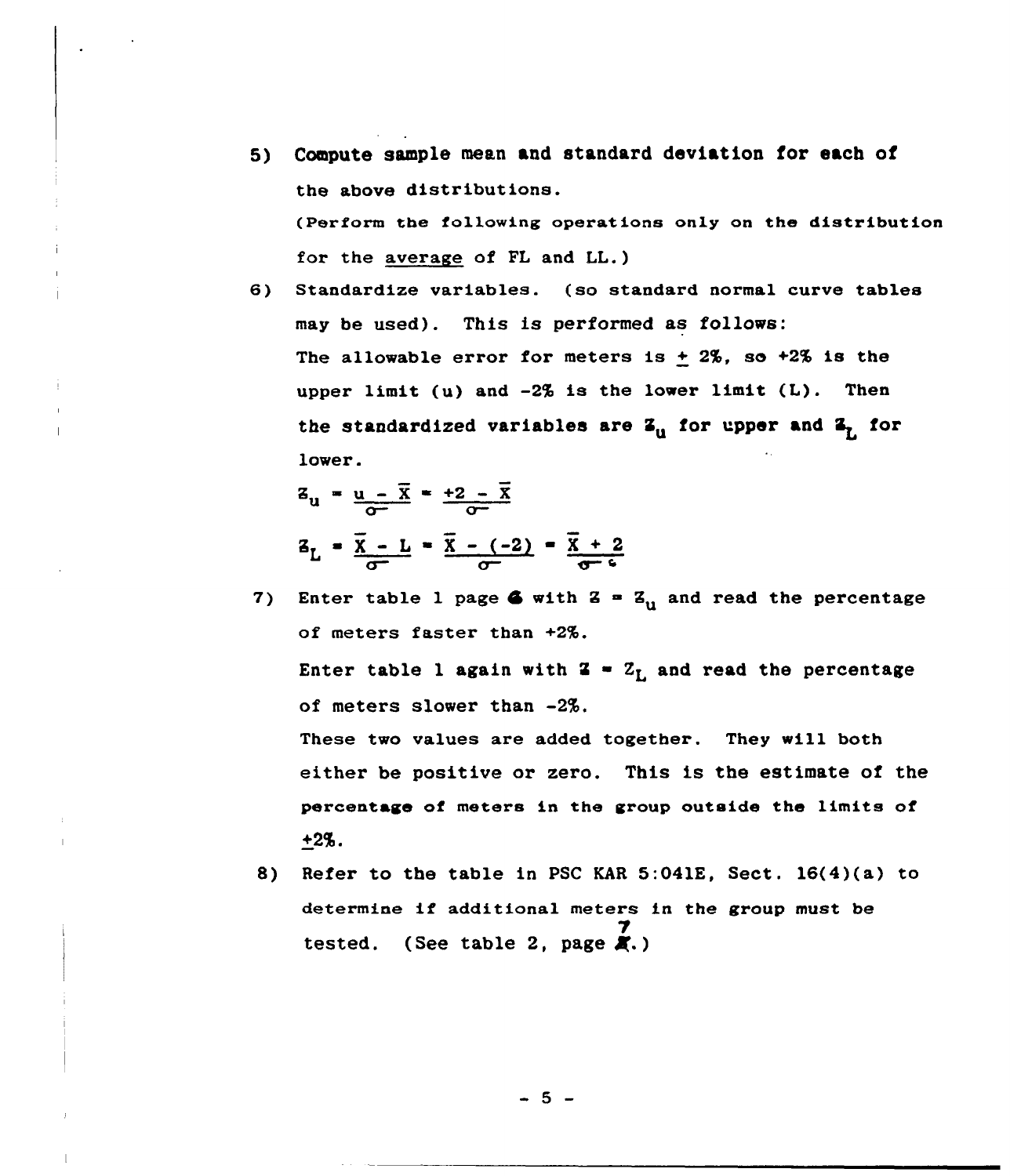5) **Compute sample mean and standard deviation for each of** the above distributions.

   (Perform the following operations only on the distribution for the <u>average</u> of FL and LL.)

6) Standardize variables. (so standard normal curve tables may be used). This is performed as follows:

   The allowable error for meters is ± 2%, so +2% is the upper limit (u) and -2% is the lower limit (L). Then the standardized variables are $Z_u$ for upper and $Z_L$ for lower.

   $$Z_u = \frac{u - \bar{X}}{\sigma} = \frac{+2 - \bar{X}}{\sigma}$$

   $$Z_L = \frac{\bar{X} - L}{\sigma} = \frac{\bar{X} - (-2)}{\sigma} = \frac{\bar{X} + 2}{\sigma}$$

7) Enter table 1 page 6 with $Z = Z_u$ and read the percentage of meters faster than +2%.

   Enter table 1 again with $Z = Z_L$ and read the percentage of meters slower than -2%.

   These two values are added together. They will both either be positive or zero. This is the estimate of the percentage of meters in the group outside the limits of ±2%.

8) Refer to the table in PSC KAR 5:041E, Sect. 16(4)(a) to determine if additional meters in the group must be tested. (See table 2, page 7.)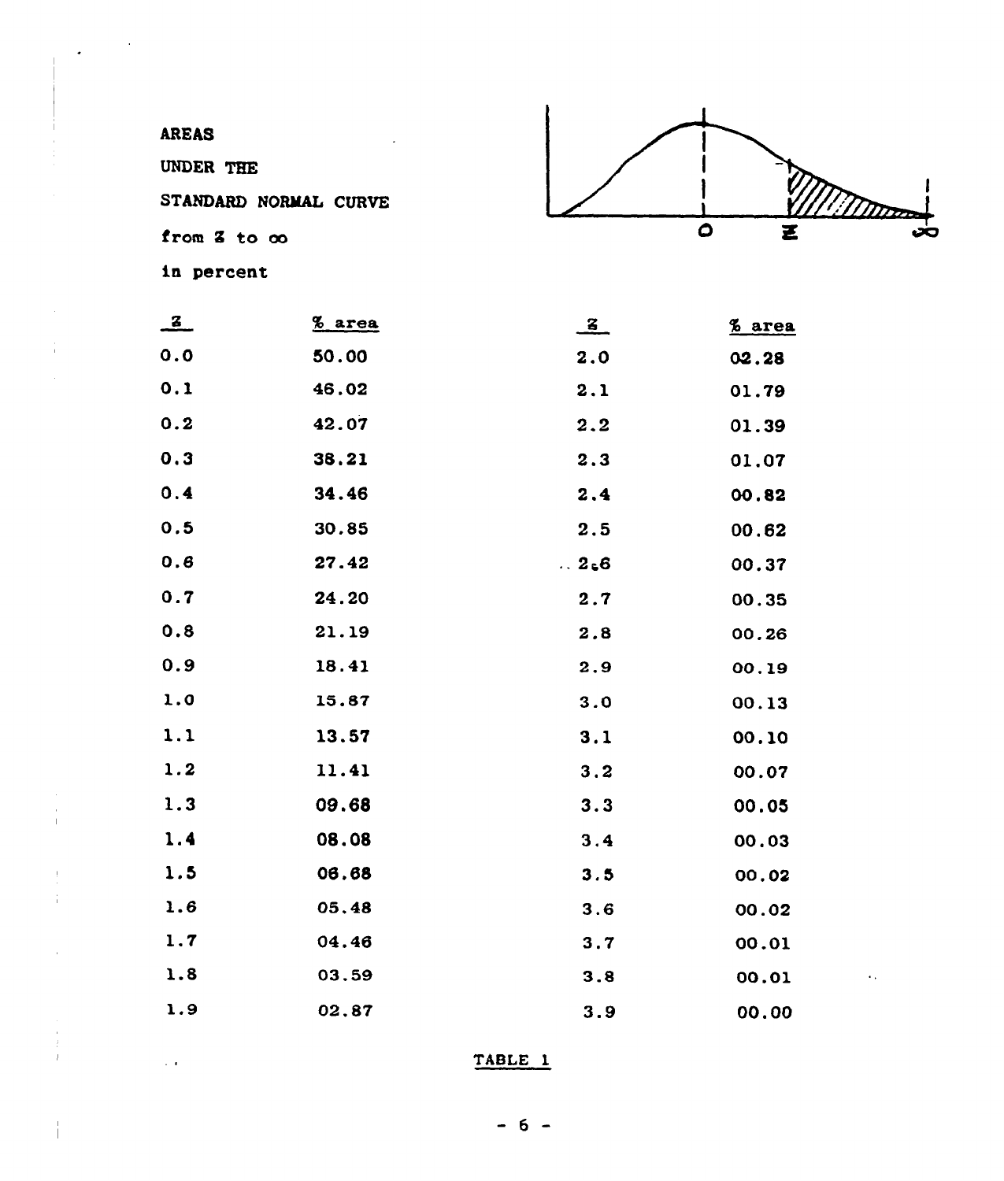AREAS

UNDER THE

STANDARD NORMAL CURVE

from $z$ to $\infty$

in percent

| $z$ | % area | $z$ | % area |
|---|---|---|---|
| 0.0 | 50.00 | 2.0 | 02.28 |
| 0.1 | 46.02 | 2.1 | 01.79 |
| 0.2 | 42.07 | 2.2 | 01.39 |
| 0.3 | 38.21 | 2.3 | 01.07 |
| 0.4 | 34.46 | 2.4 | 00.82 |
| 0.5 | 30.85 | 2.5 | 00.62 |
| 0.6 | 27.42 | 2.6 | 00.37 |
| 0.7 | 24.20 | 2.7 | 00.35 |
| 0.8 | 21.19 | 2.8 | 00.26 |
| 0.9 | 18.41 | 2.9 | 00.19 |
| 1.0 | 15.87 | 3.0 | 00.13 |
| 1.1 | 13.57 | 3.1 | 00.10 |
| 1.2 | 11.41 | 3.2 | 00.07 |
| 1.3 | 09.68 | 3.3 | 00.05 |
| 1.4 | 08.08 | 3.4 | 00.03 |
| 1.5 | 06.68 | 3.5 | 00.02 |
| 1.6 | 05.48 | 3.6 | 00.02 |
| 1.7 | 04.46 | 3.7 | 00.01 |
| 1.8 | 03.59 | 3.8 | 00.01 |
| 1.9 | 02.87 | 3.9 | 00.00 |

TABLE 1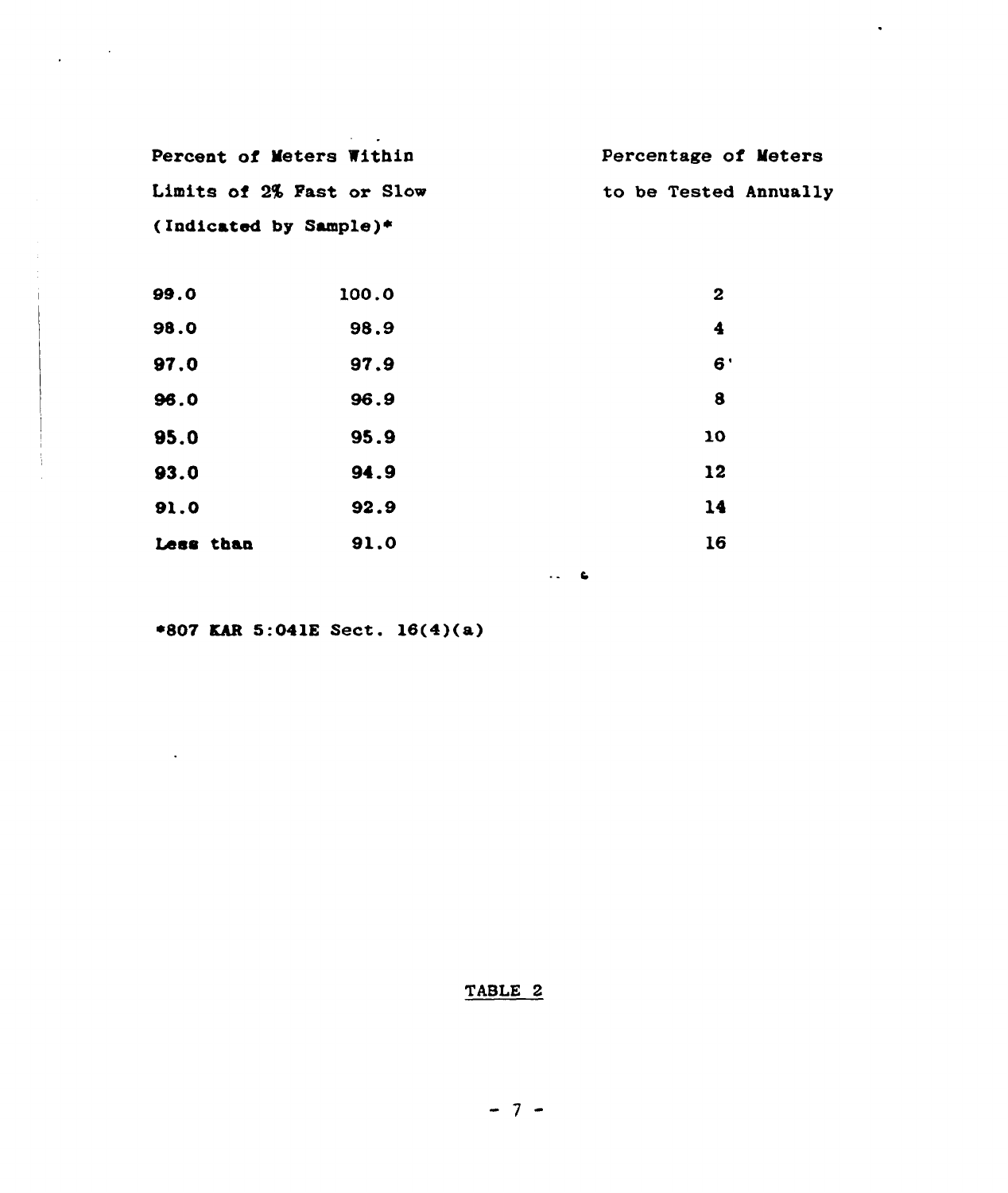| Percent of Meters Within Limits of 2% Fast or Slow (Indicated by Sample)* | | Percentage of Meters to be Tested Annually |
|---|---|---|
| 99.0 | 100.0 | 2 |
| 98.0 | 98.9 | 4 |
| 97.0 | 97.9 | 6 |
| 96.0 | 96.9 | 8 |
| 95.0 | 95.9 | 10 |
| 93.0 | 94.9 | 12 |
| 91.0 | 92.9 | 14 |
| Less than | 91.0 | 16 |

*807 KAR 5:041E Sect. 16(4)(a)

TABLE 2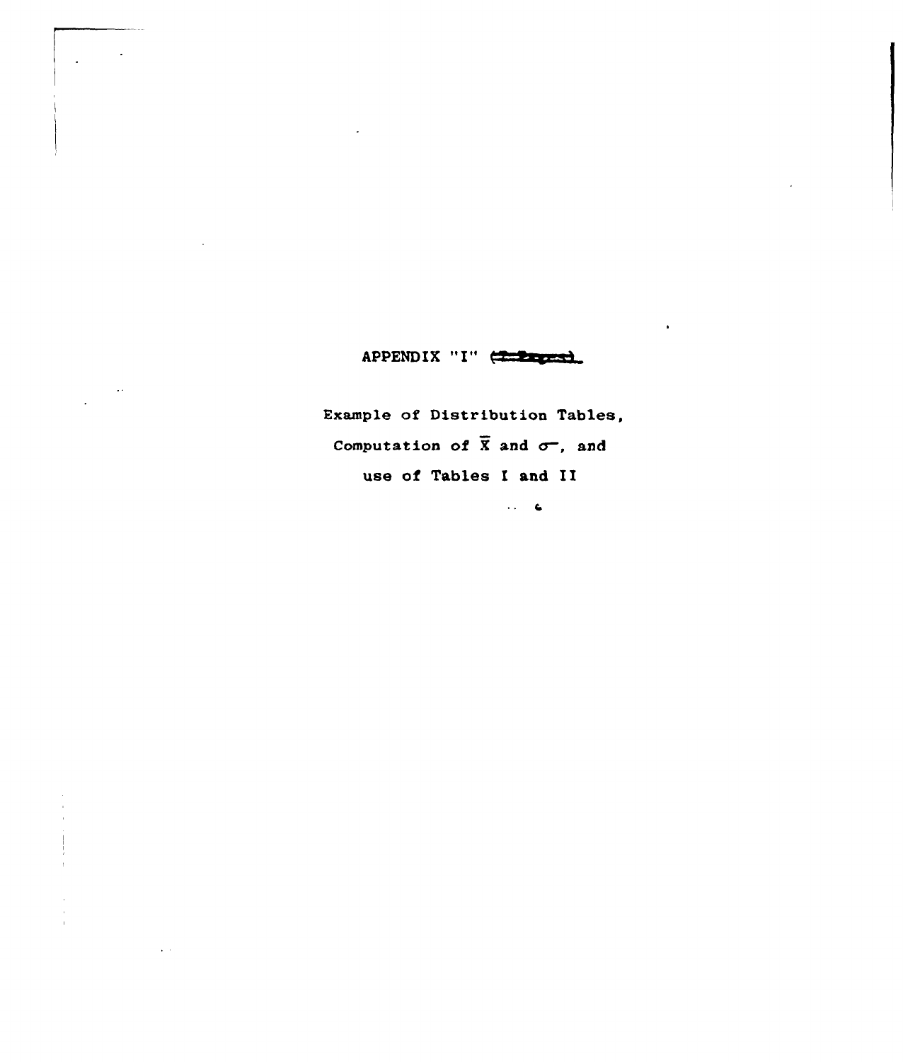# APPENDIX "I"

Example of Distribution Tables, Computation of $\bar{X}$ and $\sigma$, and use of Tables I and II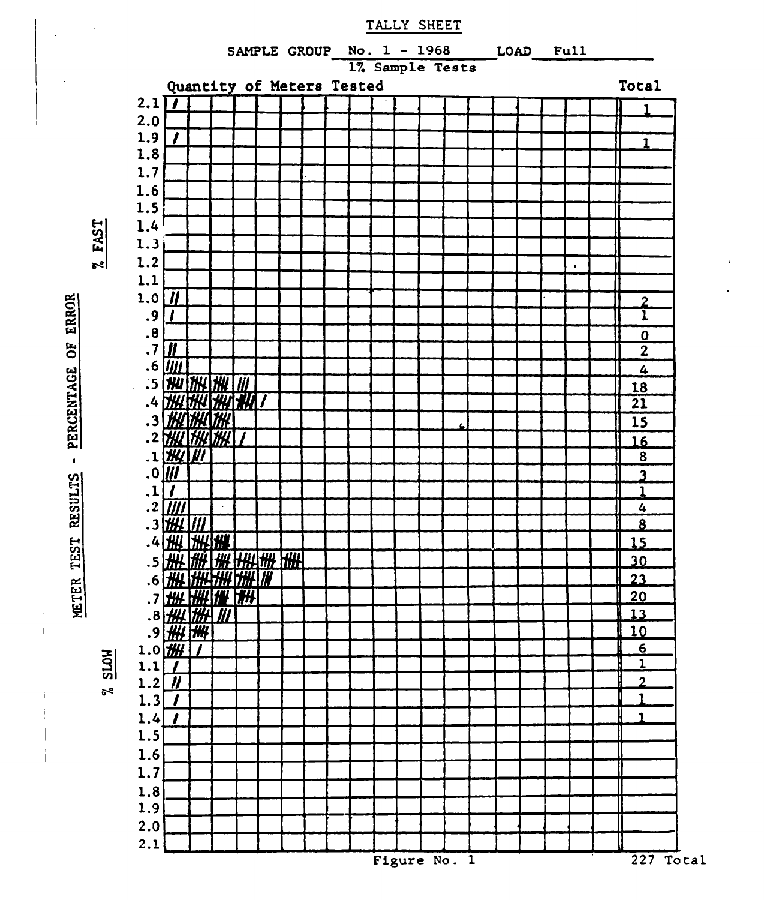# TALLY SHEET

SAMPLE GROUP No. 1 - 1968 LOAD Full

1% Sample Tests

METER TEST RESULTS - PERCENTAGE OF ERROR

| % Error | | Quantity of Meters Tested | Total |
|---|---|---|---|
| % FAST | 2.1 | / | 1 |
| | 2.0 | | |
| | 1.9 | / | 1 |
| | 1.8 | | |
| | 1.7 | | |
| | 1.6 | | |
| | 1.5 | | |
| | 1.4 | | |
| | 1.3 | | |
| | 1.2 | | |
| | 1.1 | | |
| | 1.0 | // | 2 |
| | .9 | / | 1 |
| | .8 | | 0 |
| | .7 | // | 2 |
| | .6 | //// | 4 |
| | .5 | ~~////~~ ~~////~~ ~~////~~ /// | 18 |
| | .4 | ~~////~~ ~~////~~ ~~////~~ ~~////~~ / | 21 |
| | .3 | ~~////~~ ~~////~~ ~~////~~ | 15 |
| | .2 | ~~////~~ ~~////~~ ~~////~~ / | 16 |
| | .1 | ~~////~~ /// | 8 |
| | .0 | /// | 3 |
| % SLOW | .1 | / | 1 |
| | .2 | //// | 4 |
| | .3 | ~~////~~ /// | 8 |
| | .4 | ~~////~~ ~~////~~ ~~////~~ | 15 |
| | .5 | ~~////~~ ~~////~~ ~~////~~ ~~////~~ ~~////~~ ~~////~~ | 30 |
| | .6 | ~~////~~ ~~////~~ ~~////~~ ~~////~~ /// | 23 |
| | .7 | ~~////~~ ~~////~~ ~~////~~ ~~////~~ | 20 |
| | .8 | ~~////~~ ~~////~~ /// | 13 |
| | .9 | ~~////~~ ~~////~~ | 10 |
| | 1.0 | ~~////~~ / | 6 |
| | 1.1 | / | 1 |
| | 1.2 | // | 2 |
| | 1.3 | / | 1 |
| | 1.4 | / | 1 |
| | 1.5 | | |
| | 1.6 | | |
| | 1.7 | | |
| | 1.8 | | |
| | 1.9 | | |
| | 2.0 | | |
| | 2.1 | | |
| | | | 227 Total |

Figure No. 1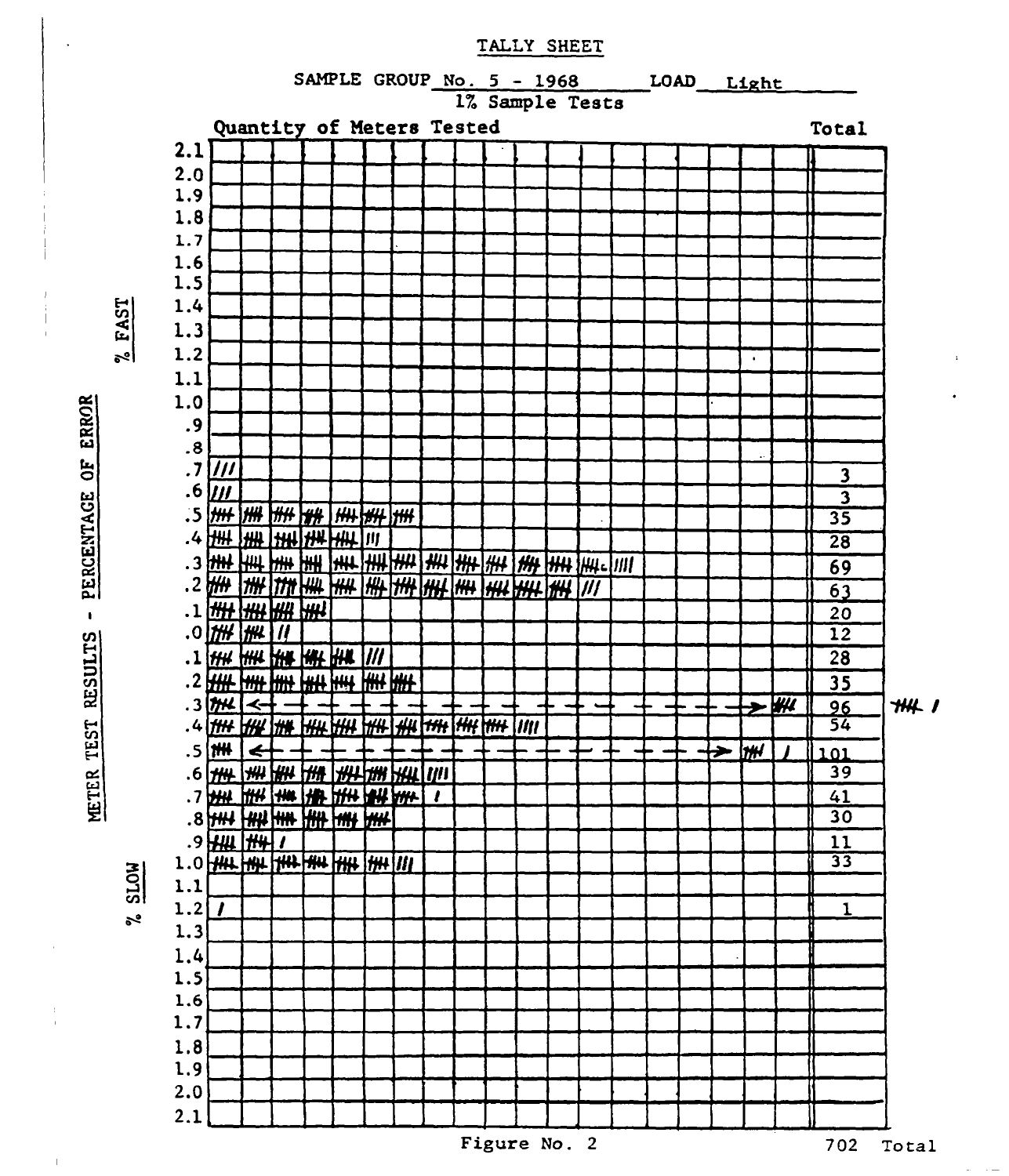# TALLY SHEET

SAMPLE GROUP No. 5 - 1968 LOAD Light

1% Sample Tests

METER TEST RESULTS - PERCENTAGE OF ERROR

| % Error | | Quantity of Meters Tested (Total) |
|---|---|---|
| % FAST | 2.1 | |
| | 2.0 | |
| | 1.9 | |
| | 1.8 | |
| | 1.7 | |
| | 1.6 | |
| | 1.5 | |
| | 1.4 | |
| | 1.3 | |
| | 1.2 | |
| | 1.1 | |
| | 1.0 | |
| | .9 | |
| | .8 | |
| | .7 | 3 |
| | .6 | 3 |
| | .5 | 35 |
| | .4 | 28 |
| | .3 | 69 |
| | .2 | 63 |
| | .1 | 20 |
| | .0 | 12 |
| % SLOW | .1 | 28 |
| | .2 | 35 |
| | .3 | 96 |
| | .4 | 54 |
| | .5 | 101 |
| | .6 | 39 |
| | .7 | 41 |
| | .8 | 30 |
| | .9 | 11 |
| | 1.0 | 33 |
| | 1.1 | |
| | 1.2 | 1 |
| | 1.3 | |
| | 1.4 | |
| | 1.5 | |
| | 1.6 | |
| | 1.7 | |
| | 1.8 | |
| | 1.9 | |
| | 2.0 | |
| | 2.1 | |
| | **Total** | **702** |

Figure No. 2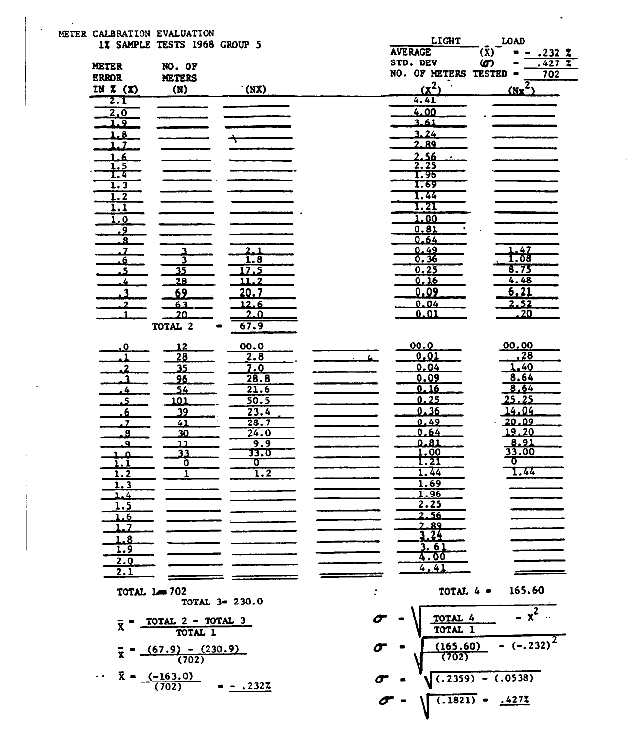METER CALIBRATION EVALUATION

1% SAMPLE TESTS 1968 GROUP 5

| LIGHT LOAD | | |
|---|---|---|
| AVERAGE | ($\bar{X}$) | = - .232 % |
| STD. DEV | ($\sigma$) | = .427 % |
| NO. OF METERS TESTED | | = 702 |

| METER ERROR IN % (X) | NO. OF METERS (N) | (NX) | | ($X^2$) | ($NX^2$) |
|---|---|---|---|---|---|
| 2.1 | | | | 4.41 | |
| 2.0 | | | | 4.00 | |
| 1.9 | | | | 3.61 | |
| 1.8 | | | | 3.24 | |
| 1.7 | | | | 2.89 | |
| 1.6 | | | | 2.56 | |
| 1.5 | | | | 2.25 | |
| 1.4 | | | | 1.96 | |
| 1.3 | | | | 1.69 | |
| 1.2 | | | | 1.44 | |
| 1.1 | | | | 1.21 | |
| 1.0 | | | | 1.00 | |
| .9 | | | | 0.81 | |
| .8 | | | | 0.64 | |
| .7 | 3 | 2.1 | | 0.49 | 1.47 |
| .6 | 3 | 1.8 | | 0.36 | 1.08 |
| .5 | 35 | 17.5 | | 0.25 | 8.75 |
| .4 | 28 | 11.2 | | 0.16 | 4.48 |
| .3 | 69 | 20.7 | | 0.09 | 6.21 |
| .2 | 63 | 12.6 | | 0.04 | 2.52 |
| .1 | 20 | 2.0 | | 0.01 | .20 |
| | TOTAL 2 = | 67.9 | | | |
| .0 | 12 | 00.0 | | 00.0 | 00.00 |
| .1 | 28 | 2.8 | | 0.01 | .28 |
| .2 | 35 | 7.0 | | 0.04 | 1.40 |
| .3 | 96 | 28.8 | | 0.09 | 8.64 |
| .4 | 54 | 21.6 | | 0.16 | 8.64 |
| .5 | 101 | 50.5 | | 0.25 | 25.25 |
| .6 | 39 | 23.4 | | 0.36 | 14.04 |
| .7 | 41 | 28.7 | | 0.49 | 20.09 |
| .8 | 30 | 24.0 | | 0.64 | 19.20 |
| .9 | 11 | 9.9 | | 0.81 | 8.91 |
| 1.0 | 33 | 33.0 | | 1.00 | 33.00 |
| 1.1 | 0 | 0 | | 1.21 | 0 |
| 1.2 | 1 | 1.2 | | 1.44 | 1.44 |
| 1.3 | | | | 1.69 | |
| 1.4 | | | | 1.96 | |
| 1.5 | | | | 2.25 | |
| 1.6 | | | | 2.56 | |
| 1.7 | | | | 2.89 | |
| 1.8 | | | | 3.24 | |
| 1.9 | | | | 3.61 | |
| 2.0 | | | | 4.00 | |
| 2.1 | | | | 4.41 | |

TOTAL 1 = 702

TOTAL 3 = 230.0

TOTAL 4 = 165.60

$$\bar{X} = \frac{\text{TOTAL 2} - \text{TOTAL 3}}{\text{TOTAL 1}}$$

$$\bar{X} = \frac{(67.9) - (230.9)}{(702)}$$

$$\bar{X} = \frac{(-163.0)}{(702)} = -.232\%$$

$$\sigma = \sqrt{\frac{\text{TOTAL 4}}{\text{TOTAL 1}} - X^2}$$

$$\sigma = \sqrt{\frac{(165.60)}{(702)} - (-.232)^2}$$

$$\sigma = \sqrt{(.2359) - (.0538)}$$

$$\sigma = \sqrt{(.1821)} = .427\%$$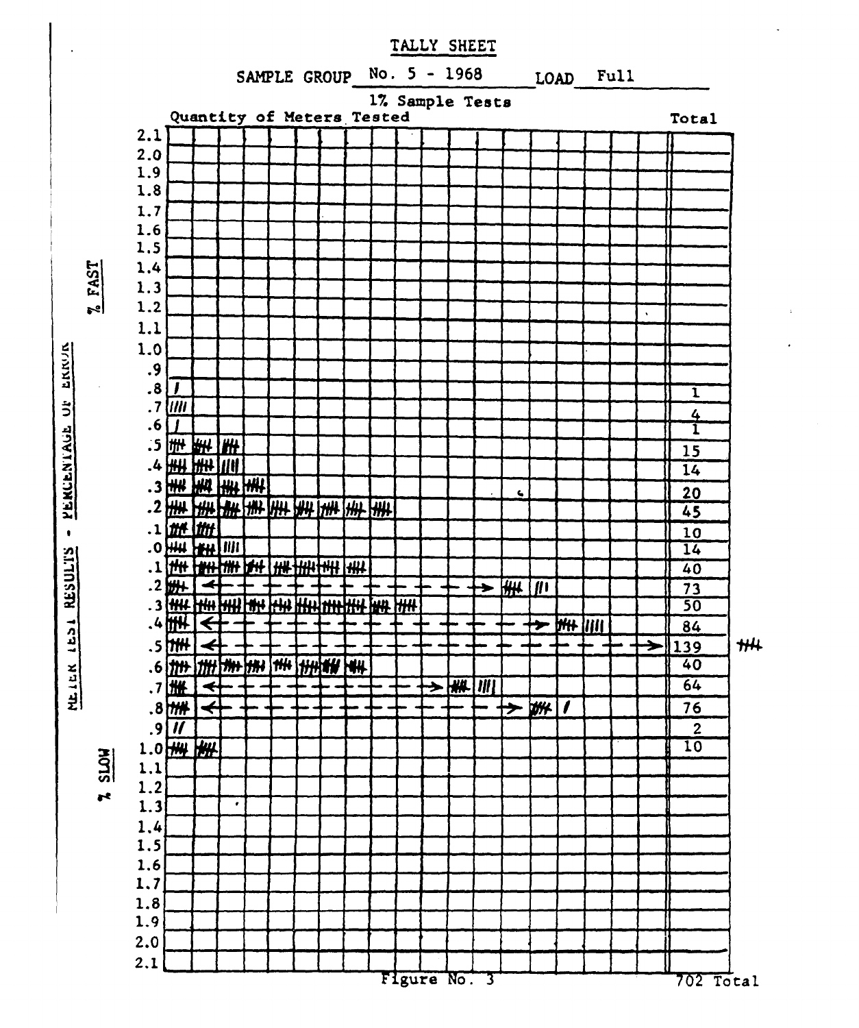# TALLY SHEET

SAMPLE GROUP No. 5 - 1968 LOAD Full

1% Sample Tests

Quantity of Meters Tested

METER TEST RESULTS - PERCENTAGE OF ERROR

| | % Error | Total |
|---|---|---|
| % FAST | 2.1 | |
| | 2.0 | |
| | 1.9 | |
| | 1.8 | |
| | 1.7 | |
| | 1.6 | |
| | 1.5 | |
| | 1.4 | |
| | 1.3 | |
| | 1.2 | |
| | 1.1 | |
| | 1.0 | |
| | .9 | |
| | .8 | 1 |
| | .7 | 4 |
| | .6 | 1 |
| | .5 | 15 |
| | .4 | 14 |
| | .3 | 20 |
| | .2 | 45 |
| | .1 | 10 |
| | .0 | 14 |
| % SLOW | .1 | 40 |
| | .2 | 73 |
| | .3 | 50 |
| | .4 | 84 |
| | .5 | 139 |
| | .6 | 40 |
| | .7 | 64 |
| | .8 | 76 |
| | .9 | 2 |
| | 1.0 | 10 |
| | 1.1 | |
| | 1.2 | |
| | 1.3 | |
| | 1.4 | |
| | 1.5 | |
| | 1.6 | |
| | 1.7 | |
| | 1.8 | |
| | 1.9 | |
| | 2.0 | |
| | 2.1 | |
| | | 702 Total |

Figure No. 3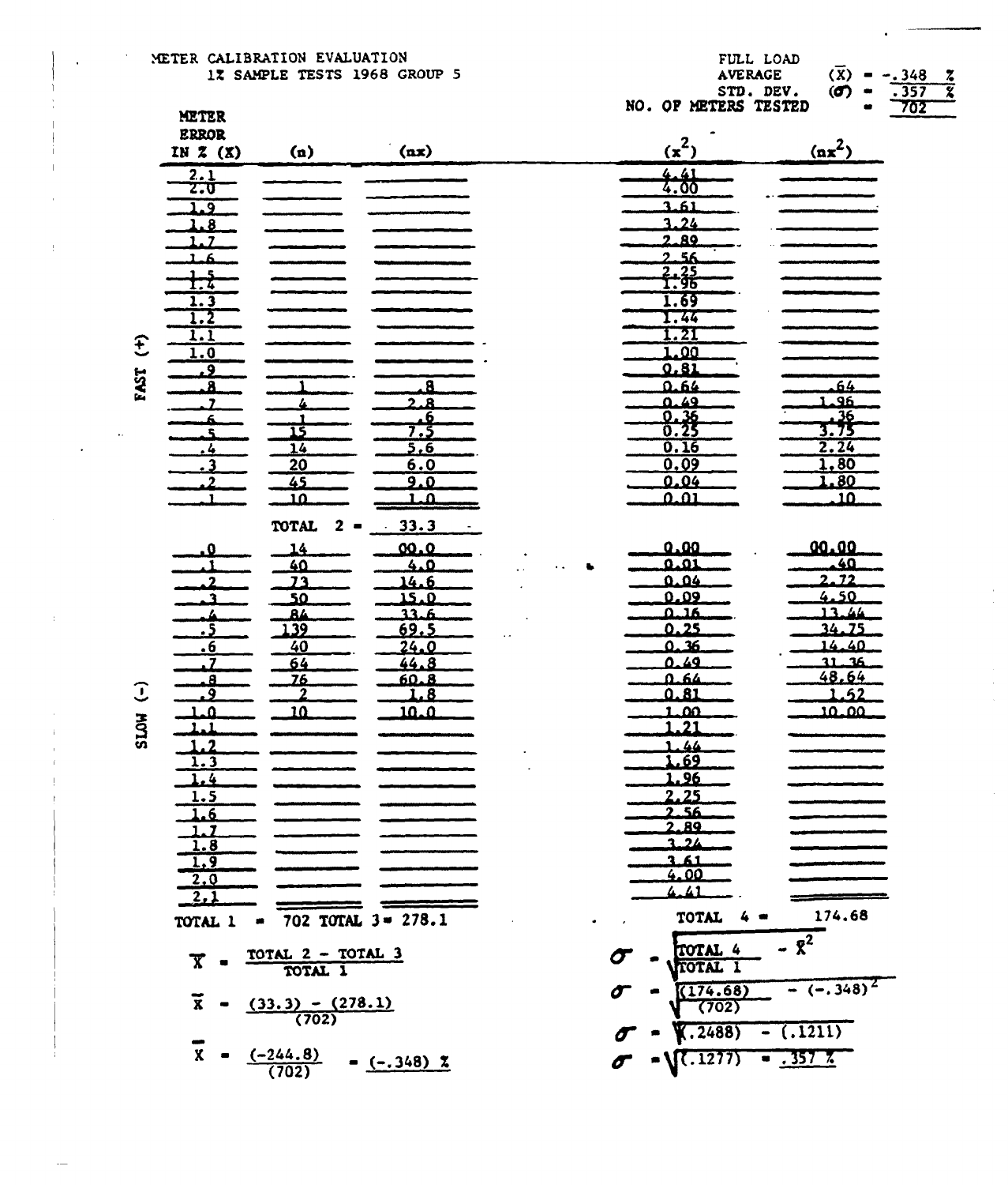METER CALIBRATION EVALUATION

1% SAMPLE TESTS 1968 GROUP 5

FULL LOAD

AVERAGE $(\bar{X})$ = -.348 %

STD. DEV. $(\sigma)$ = .357 %

NO. OF METERS TESTED = 702

| | METER ERROR IN % (X) | (n) | (nx) | $(x^2)$ | $(nx^2)$ |
|---|---|---|---|---|---|
| FAST (+) | 2.1 | | | 4.41 | |
| | 2.0 | | | 4.00 | |
| | 1.9 | | | 3.61 | |
| | 1.8 | | | 3.24 | |
| | 1.7 | | | 2.89 | |
| | 1.6 | | | 2.56 | |
| | 1.5 | | | 2.25 | |
| | 1.4 | | | 1.96 | |
| | 1.3 | | | 1.69 | |
| | 1.2 | | | 1.44 | |
| | 1.1 | | | 1.21 | |
| | 1.0 | | | 1.00 | |
| | .9 | | | 0.81 | |
| | .8 | 1 | .8 | 0.64 | .64 |
| | .7 | 4 | 2.8 | 0.49 | 1.96 |
| | .6 | 1 | .6 | 0.36 | .36 |
| | .5 | 15 | 7.5 | 0.25 | 3.75 |
| | .4 | 14 | 5.6 | 0.16 | 2.24 |
| | .3 | 20 | 6.0 | 0.09 | 1.80 |
| | .2 | 45 | 9.0 | 0.04 | 1.80 |
| | .1 | 10 | 1.0 | 0.01 | .10 |
| | | TOTAL 2 = | 33.3 | | |
| SLOW (-) | .0 | 14 | 00.0 | 0.00 | 00.00 |
| | .1 | 40 | 4.0 | 0.01 | .40 |
| | .2 | 73 | 14.6 | 0.04 | 2.72 |
| | .3 | 50 | 15.0 | 0.09 | 4.50 |
| | .4 | 84 | 33.6 | 0.16 | 13.44 |
| | .5 | 139 | 69.5 | 0.25 | 34.75 |
| | .6 | 40 | 24.0 | 0.36 | 14.40 |
| | .7 | 64 | 44.8 | 0.49 | 31.36 |
| | .8 | 76 | 60.8 | 0.64 | 48.64 |
| | .9 | 2 | 1.8 | 0.81 | 1.62 |
| | 1.0 | 10 | 10.0 | 1.00 | 10.00 |
| | 1.1 | | | 1.21 | |
| | 1.2 | | | 1.44 | |
| | 1.3 | | | 1.69 | |
| | 1.4 | | | 1.96 | |
| | 1.5 | | | 2.25 | |
| | 1.6 | | | 2.56 | |
| | 1.7 | | | 2.89 | |
| | 1.8 | | | 3.24 | |
| | 1.9 | | | 3.61 | |
| | 2.0 | | | 4.00 | |
| | 2.1 | | | 4.41 | |
| | TOTAL 1 = | 702 | TOTAL 3 = 278.1 | TOTAL 4 = | 174.68 |

$$\bar{X} = \frac{\text{TOTAL 2} - \text{TOTAL 3}}{\text{TOTAL 1}}$$

$$\bar{X} = \frac{(33.3) - (278.1)}{(702)}$$

$$\bar{X} = \frac{(-244.8)}{(702)} = (-.348)\ \%$$

$$\sigma = \sqrt{\frac{\text{TOTAL 4}}{\text{TOTAL 1}} - \bar{X}^2}$$

$$\sigma = \sqrt{\frac{(174.68)}{(702)} - (-.348)^2}$$

$$\sigma = \sqrt{(.2488) - (.1211)}$$

$$\sigma = \sqrt{(.1277)} = .357\ \%$$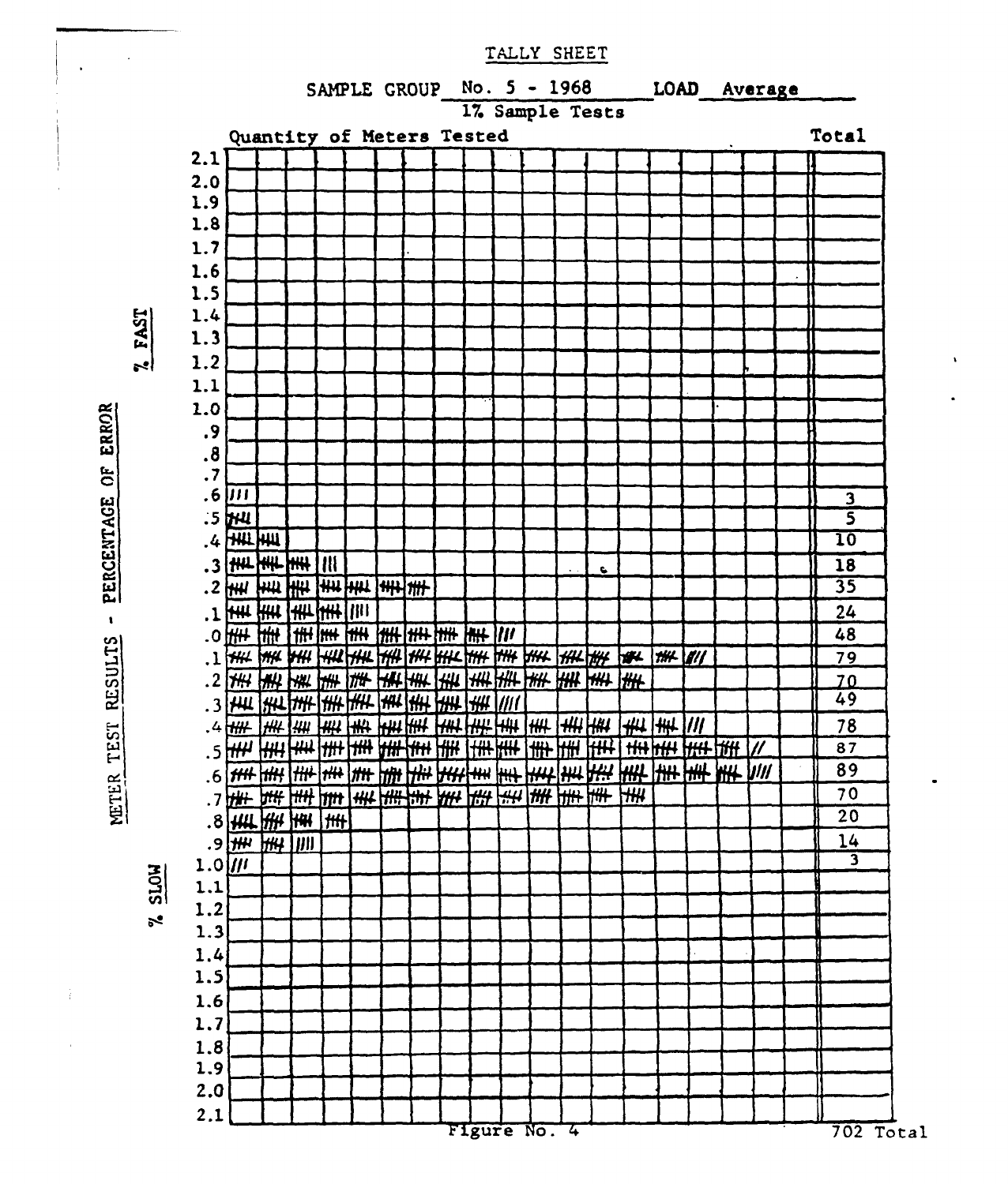# TALLY SHEET

SAMPLE GROUP No. 5 - 1968 LOAD Average

1% Sample Tests

METER TEST RESULTS - PERCENTAGE OF ERROR

| % Error | | Quantity of Meters Tested (tally marks) | Total |
|---|---|---|---|
| % FAST | 2.1 | | |
| | 2.0 | | |
| | 1.9 | | |
| | 1.8 | | |
| | 1.7 | | |
| | 1.6 | | |
| | 1.5 | | |
| | 1.4 | | |
| | 1.3 | | |
| | 1.2 | | |
| | 1.1 | | |
| | 1.0 | | |
| | .9 | | |
| | .8 | | |
| | .7 | | |
| | .6 | /// | 3 |
| | .5 | ~~////~~ | 5 |
| | .4 | ~~////~~ ~~////~~ | 10 |
| | .3 | ~~////~~ ~~////~~ ~~////~~ /// | 18 |
| | .2 | ~~////~~ ~~////~~ ~~////~~ ~~////~~ ~~////~~ ~~////~~ ~~////~~ | 35 |
| | .1 | ~~////~~ ~~////~~ ~~////~~ ~~////~~ //// | 24 |
| | .0 | ~~////~~ ~~////~~ ~~////~~ ~~////~~ ~~////~~ ~~////~~ ~~////~~ ~~////~~ ~~////~~ /// | 48 |
| % SLOW | .1 | ~~////~~ ~~////~~ ~~////~~ ~~////~~ ~~////~~ ~~////~~ ~~////~~ ~~////~~ ~~////~~ ~~////~~ ~~////~~ ~~////~~ ~~////~~ ~~////~~ ~~////~~ //// | 79 |
| | .2 | ~~////~~ ~~////~~ ~~////~~ ~~////~~ ~~////~~ ~~////~~ ~~////~~ ~~////~~ ~~////~~ ~~////~~ ~~////~~ ~~////~~ ~~////~~ ~~////~~ | 70 |
| | .3 | ~~////~~ ~~////~~ ~~////~~ ~~////~~ ~~////~~ ~~////~~ ~~////~~ ~~////~~ ~~////~~ //// | 49 |
| | .4 | ~~////~~ ~~////~~ ~~////~~ ~~////~~ ~~////~~ ~~////~~ ~~////~~ ~~////~~ ~~////~~ ~~////~~ ~~////~~ ~~////~~ ~~////~~ ~~////~~ ~~////~~ /// | 78 |
| | .5 | ~~////~~ ~~////~~ ~~////~~ ~~////~~ ~~////~~ ~~////~~ ~~////~~ ~~////~~ ~~////~~ ~~////~~ ~~////~~ ~~////~~ ~~////~~ ~~////~~ ~~////~~ ~~////~~ ~~////~~ // | 87 |
| | .6 | ~~////~~ ~~////~~ ~~////~~ ~~////~~ ~~////~~ ~~////~~ ~~////~~ ~~////~~ ~~////~~ ~~////~~ ~~////~~ ~~////~~ ~~////~~ ~~////~~ ~~////~~ ~~////~~ ~~////~~ //// | 89 |
| | .7 | ~~////~~ ~~////~~ ~~////~~ ~~////~~ ~~////~~ ~~////~~ ~~////~~ ~~////~~ ~~////~~ ~~////~~ ~~////~~ ~~////~~ ~~////~~ ~~////~~ | 70 |
| | .8 | ~~////~~ ~~////~~ ~~////~~ ~~////~~ | 20 |
| | .9 | ~~////~~ ~~////~~ //// | 14 |
| | 1.0 | /// | 3 |
| | 1.1 | | |
| | 1.2 | | |
| | 1.3 | | |
| | 1.4 | | |
| | 1.5 | | |
| | 1.6 | | |
| | 1.7 | | |
| | 1.8 | | |
| | 1.9 | | |
| | 2.0 | | |
| | 2.1 | | |
| | | | 702 Total |

Figure No. 4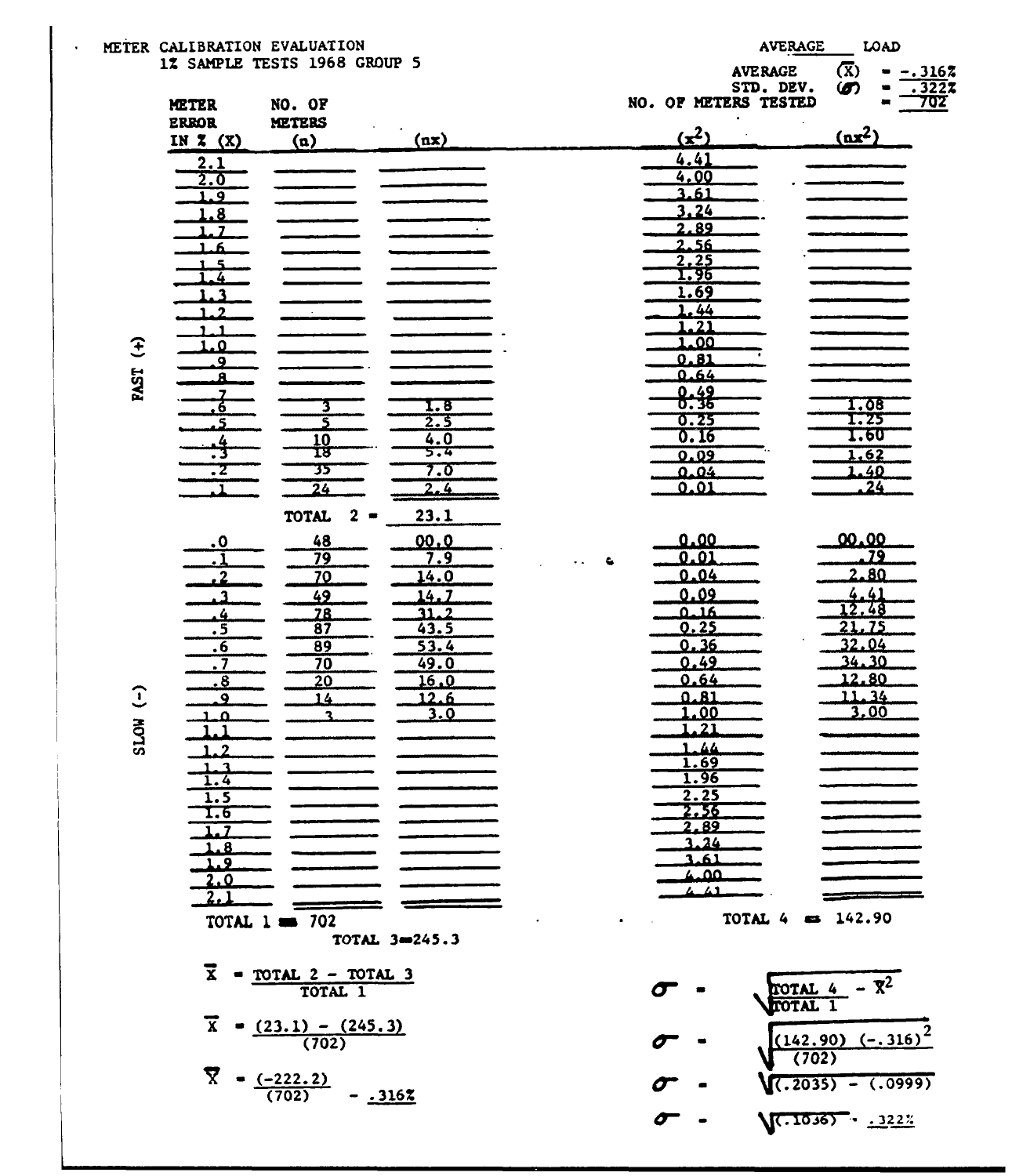METER CALIBRATION EVALUATION
1% SAMPLE TESTS 1968 GROUP 5

AVERAGE LOAD

AVERAGE ($\bar{X}$) = -.316%
STD. DEV. ($\sigma$) = .322%
NO. OF METERS TESTED = 702

| | METER ERROR IN % (X) | NO. OF METERS (n) | (nx) | ($x^2$) | ($nx^2$) |
|---|---|---|---|---|---|
| FAST (+) | 2.1 | | | 4.41 | |
| | 2.0 | | | 4.00 | |
| | 1.9 | | | 3.61 | |
| | 1.8 | | | 3.24 | |
| | 1.7 | | | 2.89 | |
| | 1.6 | | | 2.56 | |
| | 1.5 | | | 2.25 | |
| | 1.4 | | | 1.96 | |
| | 1.3 | | | 1.69 | |
| | 1.2 | | | 1.44 | |
| | 1.1 | | | 1.21 | |
| | 1.0 | | | 1.00 | |
| | .9 | | | 0.81 | |
| | .8 | | | 0.64 | |
| | .7 | | | 0.49 | |
| | .6 | 3 | 1.8 | 0.36 | 1.08 |
| | .5 | 5 | 2.5 | 0.25 | 1.25 |
| | .4 | 10 | 4.0 | 0.16 | 1.60 |
| | .3 | 18 | 5.4 | 0.09 | 1.62 |
| | .2 | 35 | 7.0 | 0.04 | 1.40 |
| | .1 | 24 | 2.4 | 0.01 | .24 |
| | | TOTAL 2 = | 23.1 | | |
| SLOW (-) | .0 | 48 | 00.0 | 0.00 | 00.00 |
| | .1 | 79 | 7.9 | 0.01 | .79 |
| | .2 | 70 | 14.0 | 0.04 | 2.80 |
| | .3 | 49 | 14.7 | 0.09 | 4.41 |
| | .4 | 78 | 31.2 | 0.16 | 12.48 |
| | .5 | 87 | 43.5 | 0.25 | 21.75 |
| | .6 | 89 | 53.4 | 0.36 | 32.04 |
| | .7 | 70 | 49.0 | 0.49 | 34.30 |
| | .8 | 20 | 16.0 | 0.64 | 12.80 |
| | .9 | 14 | 12.6 | 0.81 | 11.34 |
| | 1.0 | 3 | 3.0 | 1.00 | 3.00 |
| | 1.1 | | | 1.21 | |
| | 1.2 | | | 1.44 | |
| | 1.3 | | | 1.69 | |
| | 1.4 | | | 1.96 | |
| | 1.5 | | | 2.25 | |
| | 1.6 | | | 2.56 | |
| | 1.7 | | | 2.89 | |
| | 1.8 | | | 3.24 | |
| | 1.9 | | | 3.61 | |
| | 2.0 | | | 4.00 | |
| | 2.1 | | | 4.41 | |

TOTAL 1 = 702

TOTAL 3 = 245.3

TOTAL 4 = 142.90

$$\bar{X} = \frac{\text{TOTAL 2} - \text{TOTAL 3}}{\text{TOTAL 1}}$$

$$\bar{X} = \frac{(23.1) - (245.3)}{(702)}$$

$$\bar{X} = \frac{(-222.2)}{(702)} = -.316\%$$

$$\sigma = \sqrt{\frac{\text{TOTAL 4}}{\text{TOTAL 1}} - \bar{X}^2}$$

$$\sigma = \sqrt{\frac{(142.90)}{(702)} (-.316)^2}$$

$$\sigma = \sqrt{(.2035) - (.0999)}$$

$$\sigma = \sqrt{(.1036)} = .322\%$$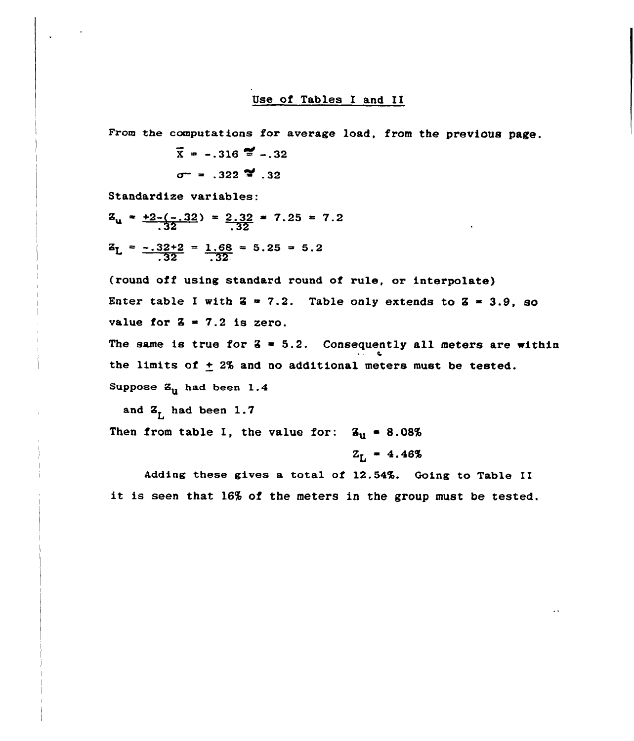## Use of Tables I and II

From the computations for average load, from the previous page.

$$\bar{X} = -.316 \cong -.32$$

$$\sigma = .322 \cong .32$$

Standardize variables:

$$Z_u = \frac{+2-(-.32)}{.32} = \frac{2.32}{.32} = 7.25 = 7.2$$

$$Z_L = \frac{-.32+2}{.32} = \frac{1.68}{.32} = 5.25 = 5.2$$

(round off using standard round of rule, or interpolate)

Enter table I with $Z = 7.2$. Table only extends to $Z = 3.9$, so value for $Z = 7.2$ is zero.

The same is true for $Z = 5.2$. Consequently all meters are within the limits of ± 2% and no additional meters must be tested.

Suppose $Z_u$ had been 1.4

and $Z_L$ had been 1.7

Then from table I, the value for: $Z_u = 8.08\%$

$Z_L = 4.46\%$

Adding these gives a total of 12.54%. Going to Table II it is seen that 16% of the meters in the group must be tested.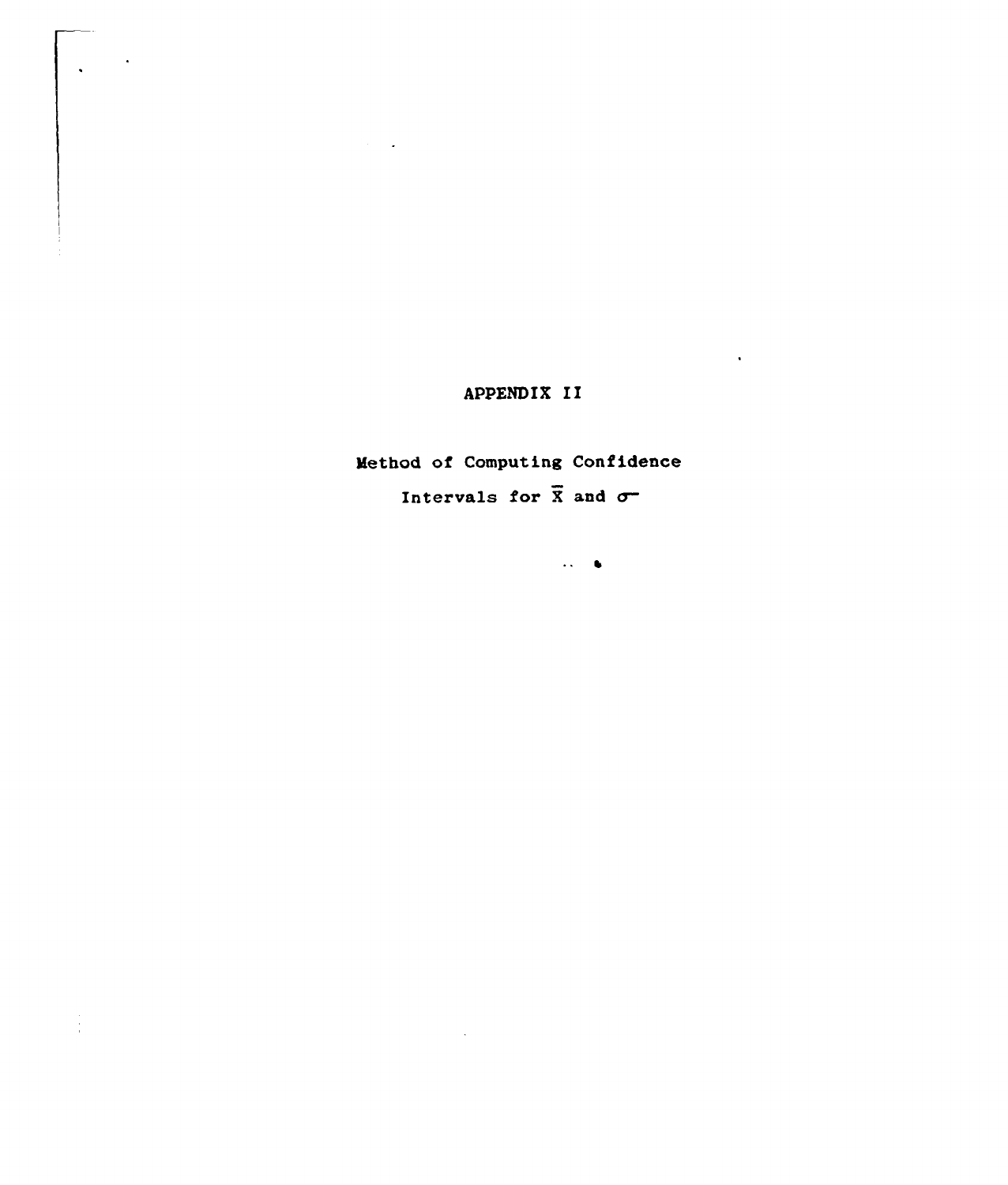# APPENDIX II

## Method of Computing Confidence Intervals for $\overline{X}$ and $\sigma$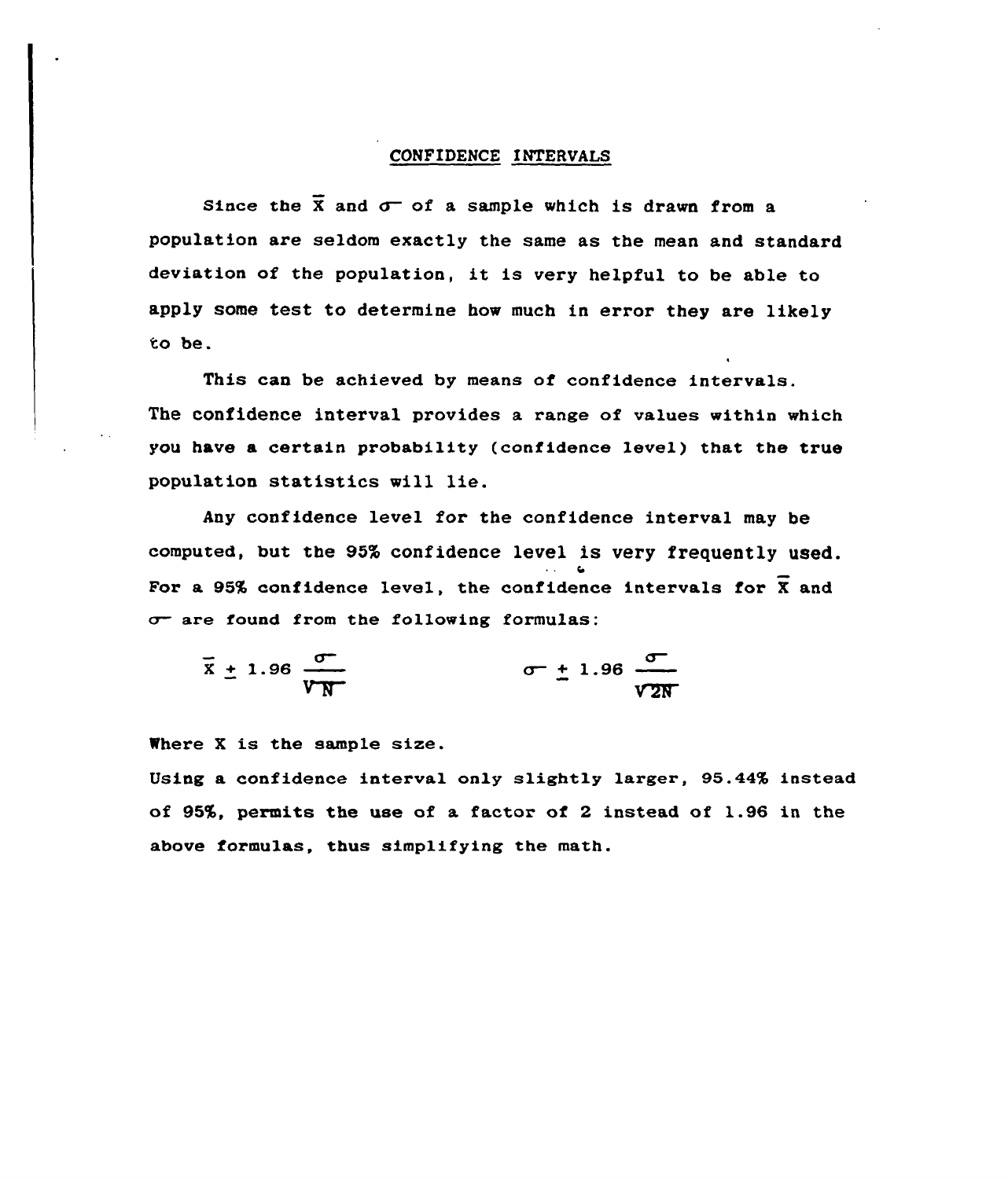# CONFIDENCE INTERVALS

Since the $\bar{X}$ and $\sigma$ of a sample which is drawn from a population are seldom exactly the same as the mean and standard deviation of the population, it is very helpful to be able to apply some test to determine how much in error they are likely to be.

This can be achieved by means of confidence intervals. The confidence interval provides a range of values within which you have a certain probability (confidence level) that the true population statistics will lie.

Any confidence level for the confidence interval may be computed, but the 95% confidence level is very frequently used. For a 95% confidence level, the confidence intervals for $\bar{X}$ and $\sigma$ are found from the following formulas:

$$\bar{X} \pm 1.96 \frac{\sigma}{\sqrt{N}} \qquad\qquad \sigma \pm 1.96 \frac{\sigma}{\sqrt{2N}}$$

Where X is the sample size.

Using a confidence interval only slightly larger, 95.44% instead of 95%, permits the use of a factor of 2 instead of 1.96 in the above formulas, thus simplifying the math.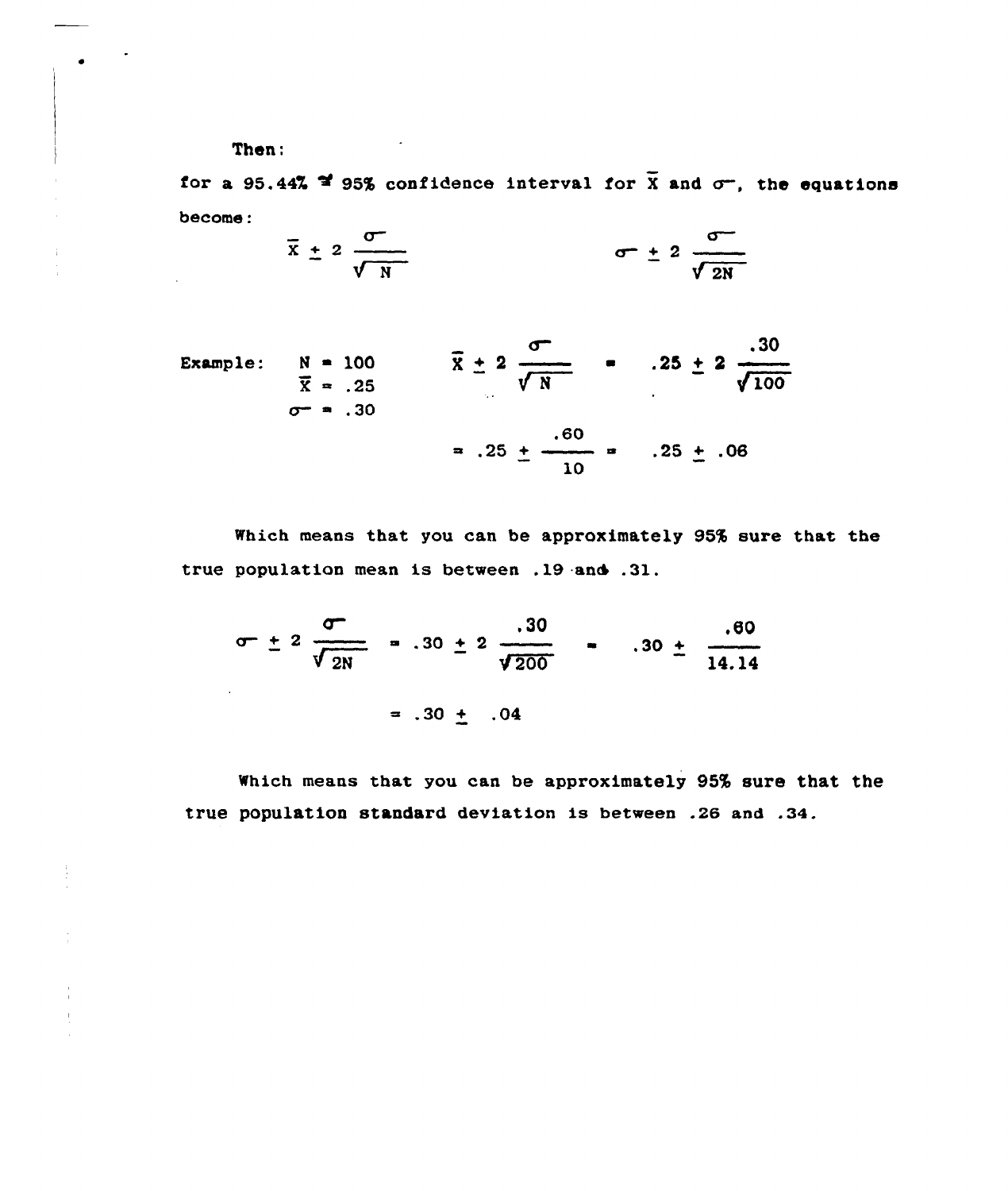Then:

for a 95.44% ≅ 95% confidence interval for $\bar{X}$ and $\sigma$, the equations become:

$$\bar{X} \pm 2 \frac{\sigma}{\sqrt{N}} \qquad\qquad \sigma \pm 2 \frac{\sigma}{\sqrt{2N}}$$

Example: $N = 100$, $\bar{X} = .25$, $\sigma = .30$

$$\bar{X} \pm 2 \frac{\sigma}{\sqrt{N}} = .25 \pm 2 \frac{.30}{\sqrt{100}}$$

$$= .25 \pm \frac{.60}{10} = .25 \pm .06$$

Which means that you can be approximately 95% sure that the true population mean is between .19 and .31.

$$\sigma \pm 2 \frac{\sigma}{\sqrt{2N}} = .30 \pm 2 \frac{.30}{\sqrt{200}} = .30 \pm \frac{.60}{14.14}$$

$$= .30 \pm .04$$

Which means that you can be approximately 95% sure that the true population standard deviation is between .26 and .34.